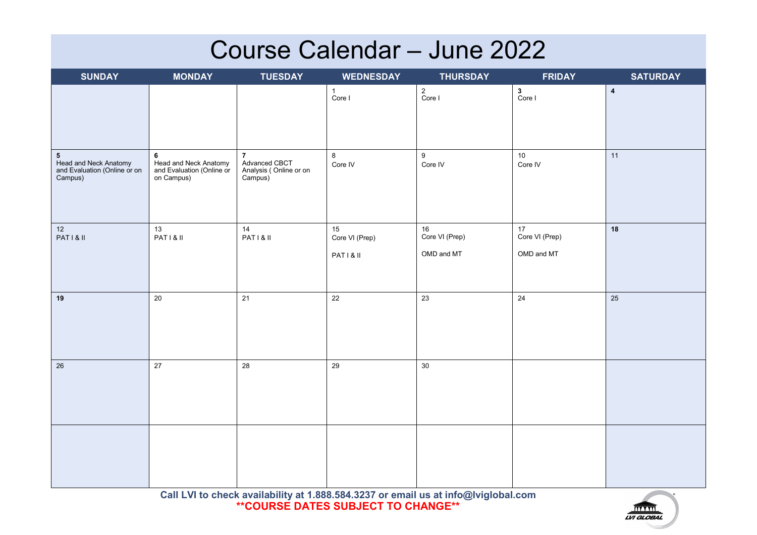# Course Calendar – June 2022

| SUNDAY | MONDAY | TUESDAY | WEDNESDAY | THURSDAY | FRIDAY | SATURDAY |
|---|---|---|---|---|---|---|
| | | | 1<br>Core I | 2<br>Core I | **3**<br>Core I | **4** |
| **5**<br>Head and Neck Anatomy and Evaluation (Online or on Campus) | **6**<br>Head and Neck Anatomy and Evaluation (Online or on Campus) | **7**<br>Advanced CBCT Analysis ( Online or on Campus) | 8<br>Core IV | 9<br>Core IV | 10<br>Core IV | 11 |
| 12<br>PAT I & II | 13<br>PAT I & II | 14<br>PAT I & II | 15<br>Core VI (Prep)<br><br>PAT I & II | 16<br>Core VI (Prep)<br><br>OMD and MT | 17<br>Core VI (Prep)<br><br>OMD and MT | **18** |
| **19** | 20 | 21 | 22 | 23 | 24 | 25 |
| 26 | 27 | 28 | 29 | 30 | | |
| | | | | | | |

**Call LVI to check availability at 1.888.584.3237 or email us at info@lviglobal.com**

****COURSE DATES SUBJECT TO CHANGE****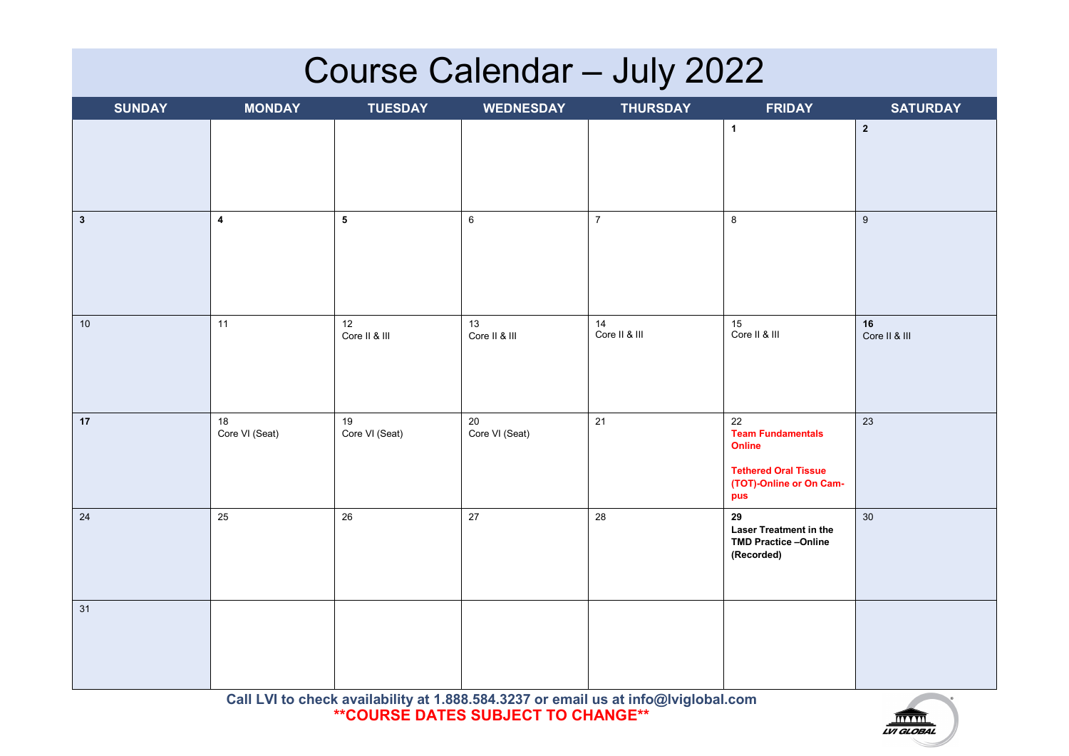# Course Calendar – July 2022

| SUNDAY | MONDAY | TUESDAY | WEDNESDAY | THURSDAY | FRIDAY | SATURDAY |
|---|---|---|---|---|---|---|
| | | | | | **1** | **2** |
| **3** | **4** | **5** | 6 | 7 | 8 | 9 |
| 10 | 11 | 12<br>Core II & III | 13<br>Core II & III | 14<br>Core II & III | 15<br>Core II & III | **16**<br>Core II & III |
| **17** | 18<br>Core VI (Seat) | 19<br>Core VI (Seat) | 20<br>Core VI (Seat) | 21 | 22<br>**Team Fundamentals Online**<br><br>**Tethered Oral Tissue (TOT)-Online or On Campus** | 23 |
| 24 | 25 | 26 | 27 | 28 | **29**<br>**Laser Treatment in the TMD Practice –Online (Recorded)** | 30 |
| 31 | | | | | | |

**Call LVI to check availability at 1.888.584.3237 or email us at info@lviglobal.com**

****COURSE DATES SUBJECT TO CHANGE****

LVI GLOBAL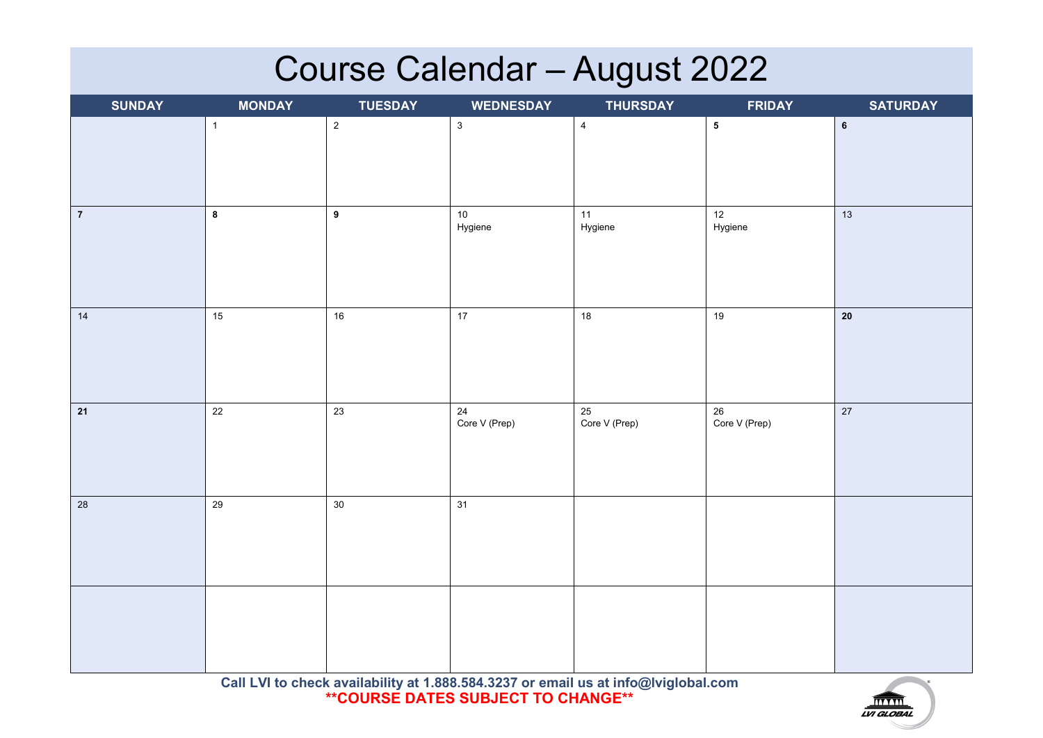# Course Calendar – August 2022

| SUNDAY | MONDAY | TUESDAY | WEDNESDAY | THURSDAY | FRIDAY | SATURDAY |
|---|---|---|---|---|---|---|
| | 1 | 2 | 3 | 4 | **5** | **6** |
| **7** | **8** | **9** | 10 Hygiene | 11 Hygiene | 12 Hygiene | 13 |
| 14 | 15 | 16 | 17 | 18 | 19 | **20** |
| **21** | 22 | 23 | 24 Core V (Prep) | 25 Core V (Prep) | 26 Core V (Prep) | 27 |
| 28 | 29 | 30 | 31 | | | |
| | | | | | | |

**Call LVI to check availability at 1.888.584.3237 or email us at info@lviglobal.com**

****COURSE DATES SUBJECT TO CHANGE****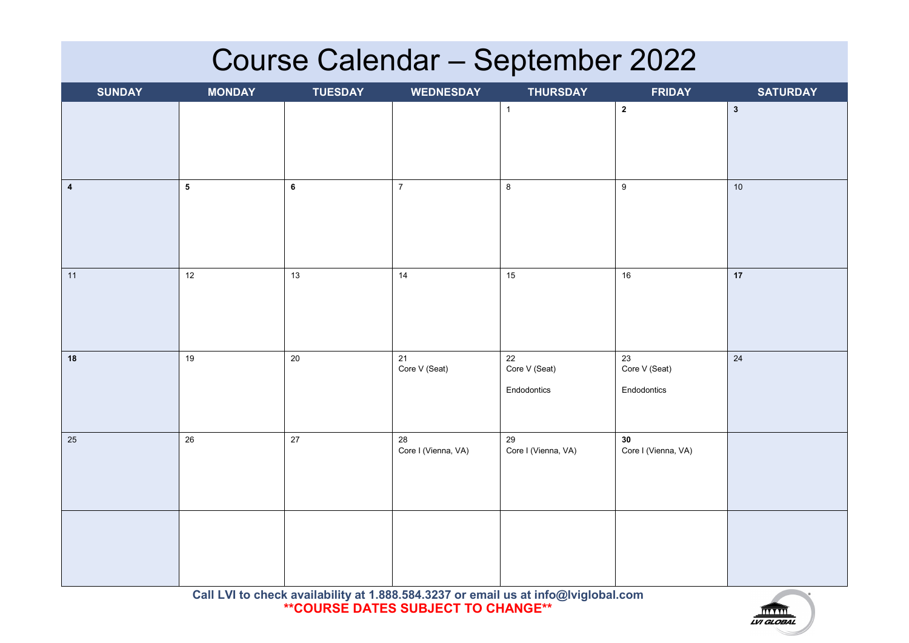# Course Calendar – September 2022

| SUNDAY | MONDAY | TUESDAY | WEDNESDAY | THURSDAY | FRIDAY | SATURDAY |
|---|---|---|---|---|---|---|
| | | | | 1 | **2** | **3** |
| **4** | **5** | **6** | 7 | 8 | 9 | 10 |
| 11 | 12 | 13 | 14 | 15 | 16 | **17** |
| **18** | 19 | 20 | 21<br>Core V (Seat) | 22<br>Core V (Seat)<br><br>Endodontics | 23<br>Core V (Seat)<br><br>Endodontics | 24 |
| 25 | 26 | 27 | 28<br>Core I (Vienna, VA) | 29<br>Core I (Vienna, VA) | **30**<br>Core I (Vienna, VA) | |
| | | | | | | |

**Call LVI to check availability at 1.888.584.3237 or email us at info@lviglobal.com**

****COURSE DATES SUBJECT TO CHANGE****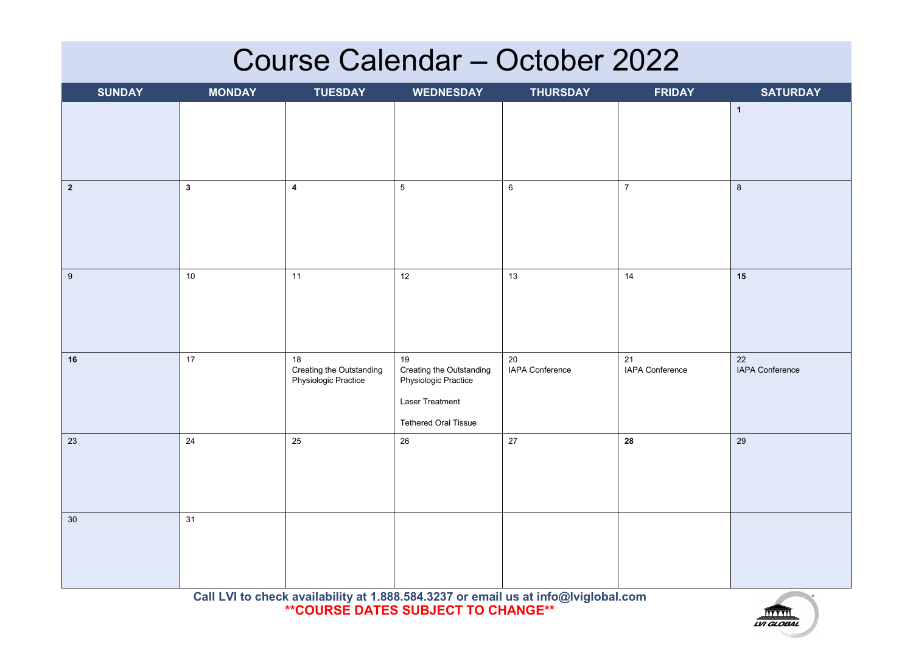# Course Calendar – October 2022

| SUNDAY | MONDAY | TUESDAY | WEDNESDAY | THURSDAY | FRIDAY | SATURDAY |
|---|---|---|---|---|---|---|
| | | | | | | **1** |
| **2** | **3** | **4** | 5 | 6 | 7 | 8 |
| 9 | 10 | 11 | 12 | 13 | 14 | **15** |
| **16** | 17 | 18<br>Creating the Outstanding Physiologic Practice | 19<br>Creating the Outstanding Physiologic Practice<br><br>Laser Treatment<br><br>Tethered Oral Tissue | 20<br>IAPA Conference | 21<br>IAPA Conference | 22<br>IAPA Conference |
| 23 | 24 | 25 | 26 | 27 | **28** | 29 |
| 30 | 31 | | | | | |

**Call LVI to check availability at 1.888.584.3237 or email us at info@lviglobal.com**
**\*\*COURSE DATES SUBJECT TO CHANGE\*\***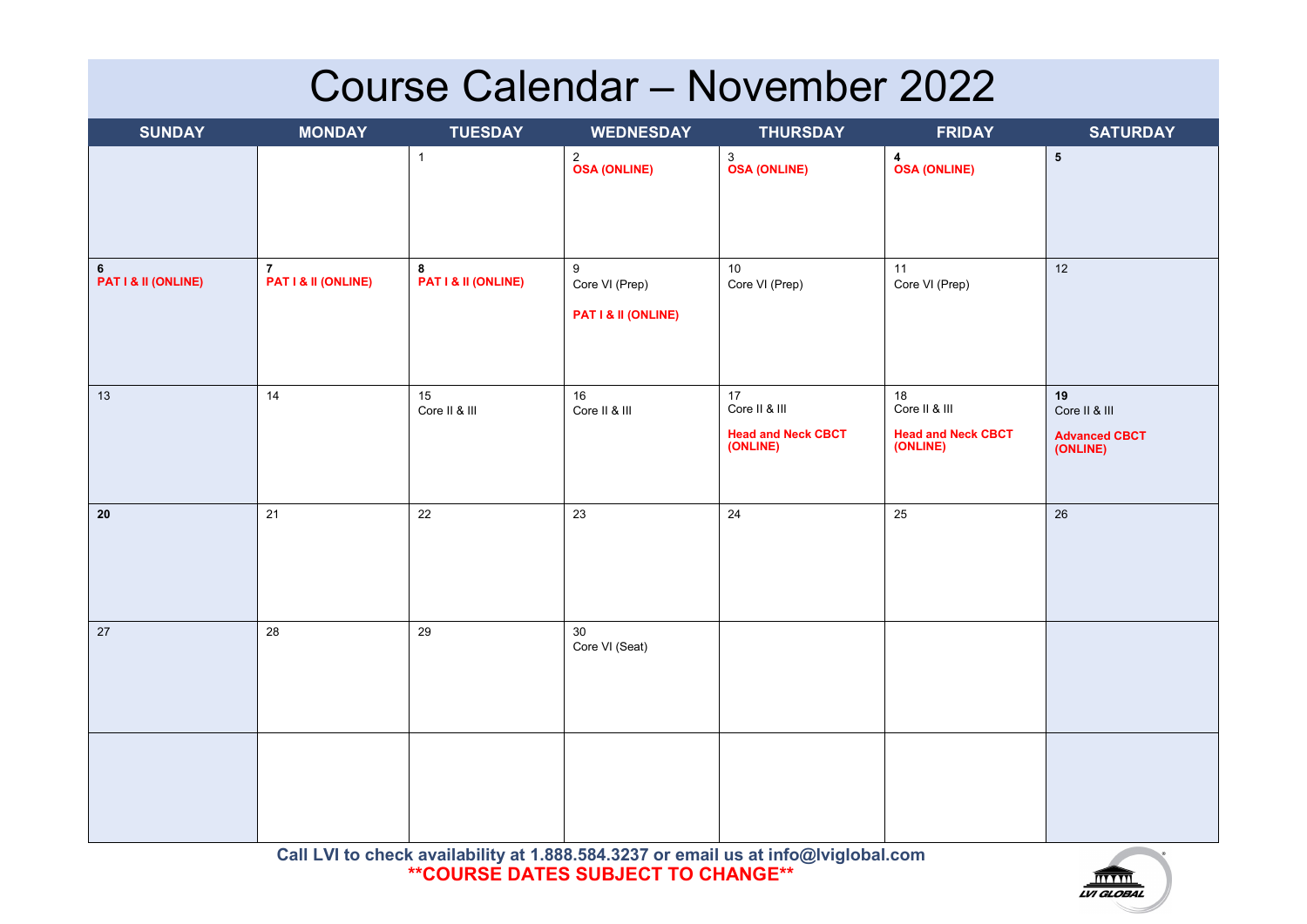# Course Calendar – November 2022

| SUNDAY | MONDAY | TUESDAY | WEDNESDAY | THURSDAY | FRIDAY | SATURDAY |
|---|---|---|---|---|---|---|
| | | 1 | 2<br>**OSA (ONLINE)** | 3<br>**OSA (ONLINE)** | **4**<br>**OSA (ONLINE)** | **5** |
| **6**<br>**PAT I & II (ONLINE)** | **7**<br>**PAT I & II (ONLINE)** | **8**<br>**PAT I & II (ONLINE)** | 9<br>Core VI (Prep)<br>**PAT I & II (ONLINE)** | 10<br>Core VI (Prep) | 11<br>Core VI (Prep) | 12 |
| 13 | 14 | 15<br>Core II & III | 16<br>Core II & III | 17<br>Core II & III<br>**Head and Neck CBCT (ONLINE)** | 18<br>Core II & III<br>**Head and Neck CBCT (ONLINE)** | **19**<br>Core II & III<br>**Advanced CBCT (ONLINE)** |
| **20** | 21 | 22 | 23 | 24 | 25 | 26 |
| 27 | 28 | 29 | 30<br>Core VI (Seat) | | | |
| | | | | | | |

**Call LVI to check availability at 1.888.584.3237 or email us at info@lviglobal.com**

****COURSE DATES SUBJECT TO CHANGE****

LVI GLOBAL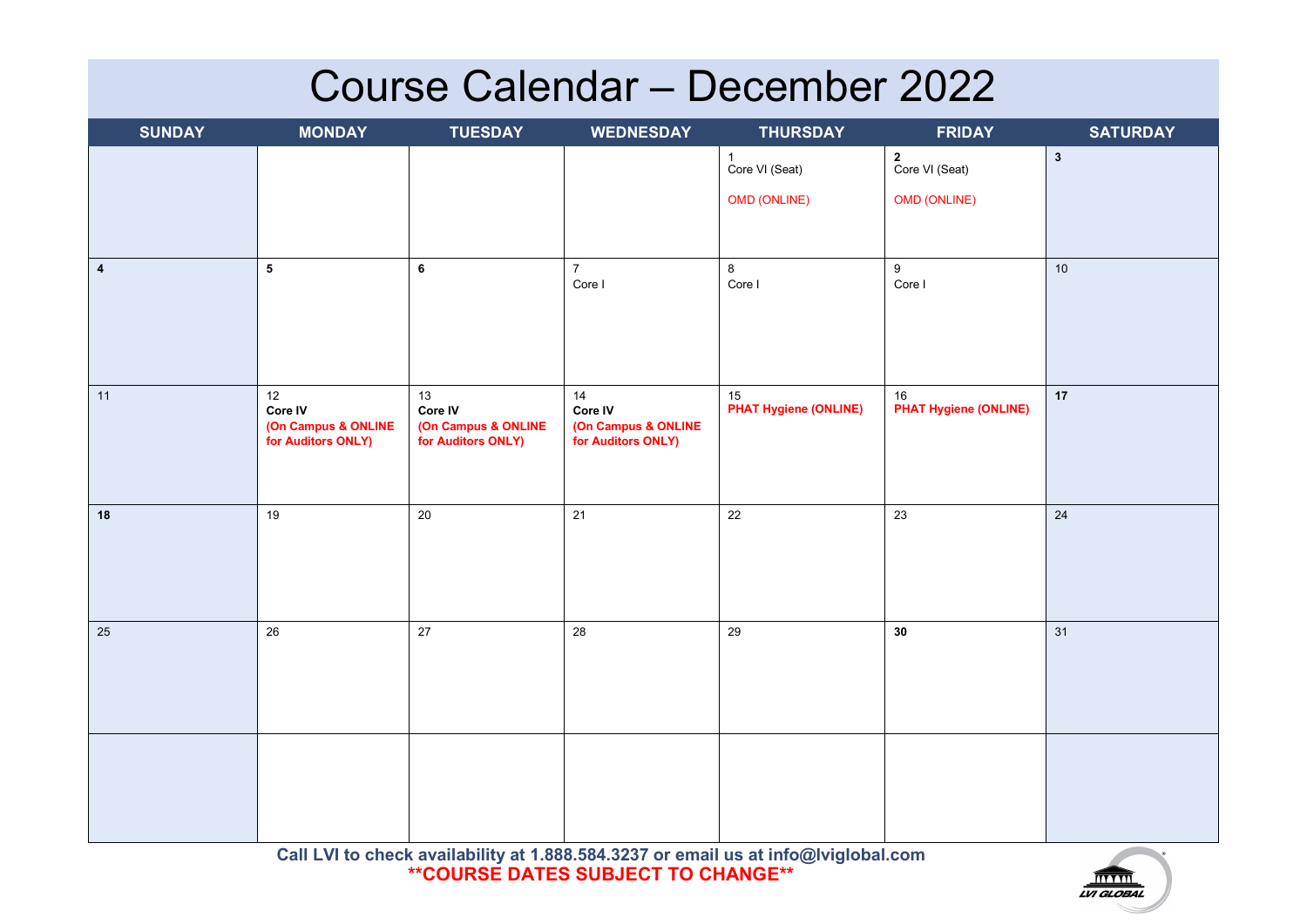# Course Calendar – December 2022

| SUNDAY | MONDAY | TUESDAY | WEDNESDAY | THURSDAY | FRIDAY | SATURDAY |
|---|---|---|---|---|---|---|
| | | | | 1<br>Core VI (Seat)<br>OMD (ONLINE) | **2**<br>Core VI (Seat)<br>OMD (ONLINE) | **3** |
| **4** | **5** | **6** | 7<br>Core I | 8<br>Core I | 9<br>Core I | 10 |
| 11 | 12<br>**Core IV**<br>**(On Campus & ONLINE for Auditors ONLY)** | 13<br>**Core IV**<br>**(On Campus & ONLINE for Auditors ONLY)** | 14<br>**Core IV**<br>**(On Campus & ONLINE for Auditors ONLY)** | 15<br>**PHAT Hygiene (ONLINE)** | 16<br>**PHAT Hygiene (ONLINE)** | **17** |
| **18** | 19 | 20 | 21 | 22 | 23 | 24 |
| 25 | 26 | 27 | 28 | 29 | **30** | 31 |
| | | | | | | |

**Call LVI to check availability at 1.888.584.3237 or email us at info@lviglobal.com**

**\*\*COURSE DATES SUBJECT TO CHANGE\*\***